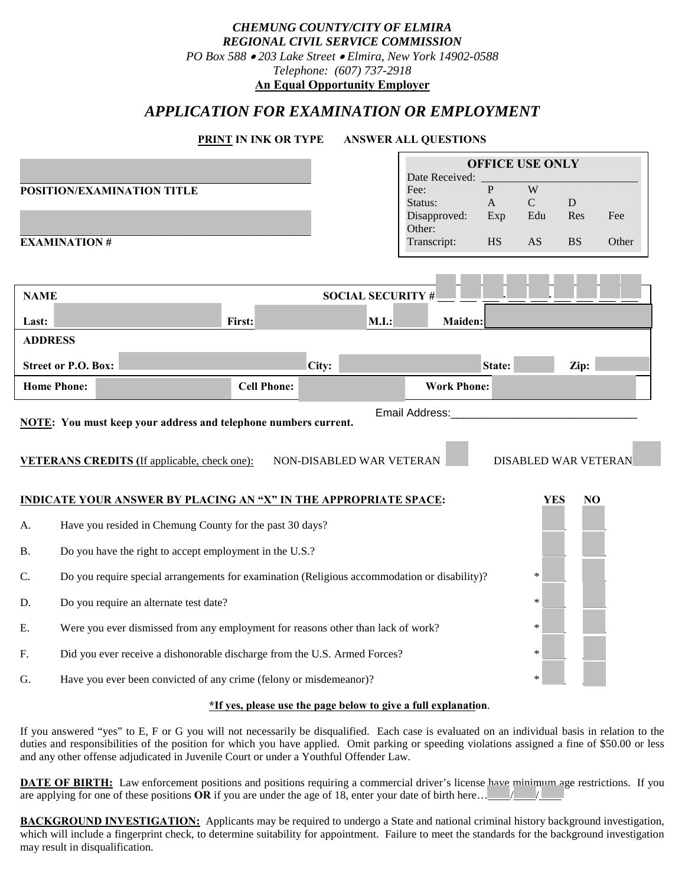***CHEMUNG COUNTY/CITY OF ELMIRA***
***REGIONAL CIVIL SERVICE COMMISSION***
*PO Box 588 • 203 Lake Street • Elmira, New York 14902-0588*
*Telephone: (607) 737-2918*
**An Equal Opportunity Employer**

# *APPLICATION FOR EXAMINATION OR EMPLOYMENT*

**PRINT IN INK OR TYPE ANSWER ALL QUESTIONS**

| OFFICE USE ONLY | | | | |
|---|---|---|---|---|
| Date Received: | | | | |
| Fee: | P | W | | |
| Status: | A | C | D | |
| Disapproved: | Exp | Edu | Res | Fee |
| Other: | | | | |
| Transcript: | HS | AS | BS | Other |

______________________________
**POSITION/EXAMINATION TITLE**

______________________________
**EXAMINATION #**

**NAME** **SOCIAL SECURITY #** ___ ___ ___ - ___ ___ - ___ ___ ___ ___

**Last:** **First:** **M.I.:** **Maiden:**

**ADDRESS**

**Street or P.O. Box:** **City:** **State:** **Zip:**

**Home Phone:** **Cell Phone:** **Work Phone:**

Email Address:______________________________

**NOTE: You must keep your address and telephone numbers current.**

**VETERANS CREDITS (**If applicable, check one): NON-DISABLED WAR VETERAN ___ DISABLED WAR VETERAN ___

**INDICATE YOUR ANSWER BY PLACING AN "X" IN THE APPROPRIATE SPACE:**

| | | YES | NO |
|---|---|---|---|
| A. | Have you resided in Chemung County for the past 30 days? | ___ | ___ |
| B. | Do you have the right to accept employment in the U.S.? | ___ | ___ |
| C. | Do you require special arrangements for examination (Religious accommodation or disability)? | * ___ | ___ |
| D. | Do you require an alternate test date? | * ___ | ___ |
| E. | Were you ever dismissed from any employment for reasons other than lack of work? | * ___ | ___ |
| F. | Did you ever receive a dishonorable discharge from the U.S. Armed Forces? | * ___ | ___ |
| G. | Have you ever been convicted of any crime (felony or misdemeanor)? | * ___ | ___ |

**\*If yes, please use the page below to give a full explanation**.

If you answered "yes" to E, F or G you will not necessarily be disqualified. Each case is evaluated on an individual basis in relation to the duties and responsibilities of the position for which you have applied. Omit parking or speeding violations assigned a fine of $50.00 or less and any other offense adjudicated in Juvenile Court or under a Youthful Offender Law.

**DATE OF BIRTH:** Law enforcement positions and positions requiring a commercial driver's license have minimum age restrictions. If you are applying for one of these positions **OR** if you are under the age of 18, enter your date of birth here…____/____/____

**BACKGROUND INVESTIGATION:** Applicants may be required to undergo a State and national criminal history background investigation, which will include a fingerprint check, to determine suitability for appointment. Failure to meet the standards for the background investigation may result in disqualification.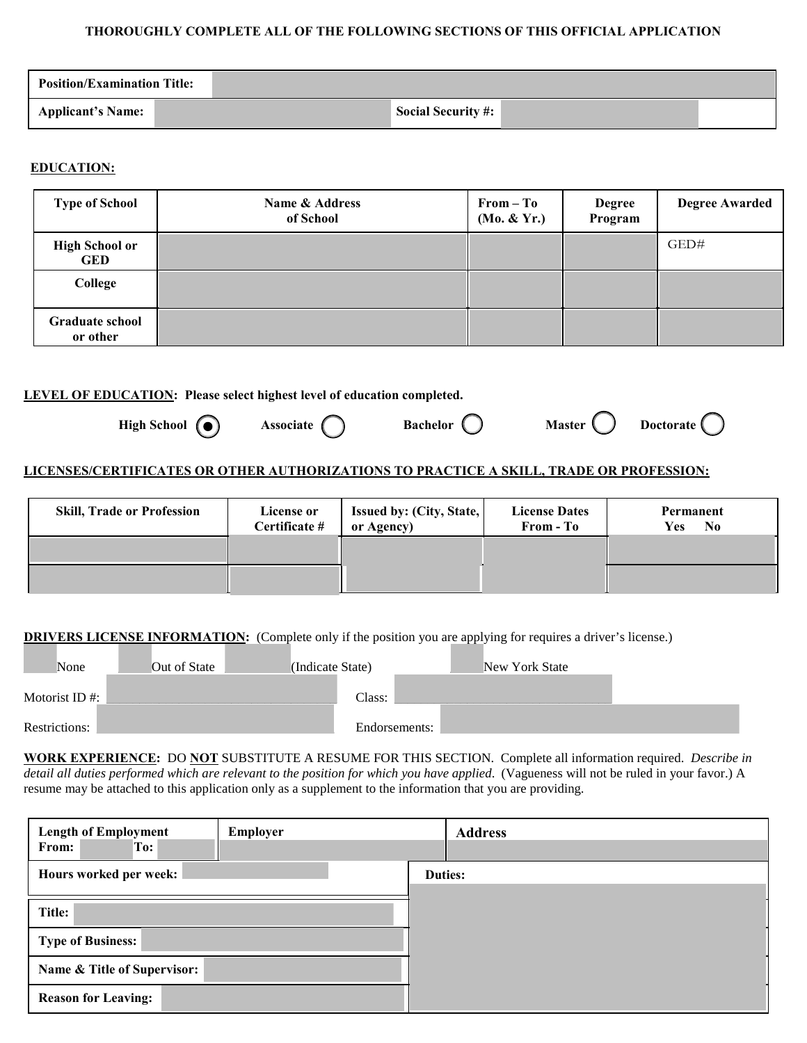**THOROUGHLY COMPLETE ALL OF THE FOLLOWING SECTIONS OF THIS OFFICIAL APPLICATION**

| **Position/Examination Title:** | | | |
|---|---|---|---|
| **Applicant's Name:** | | **Social Security #:** | |

**EDUCATION:**

| Type of School | Name & Address of School | From – To (Mo. & Yr.) | Degree Program | Degree Awarded |
|---|---|---|---|---|
| **High School or GED** | | | | GED# |
| **College** | | | | |
| **Graduate school or other** | | | | |

**LEVEL OF EDUCATION:** **Please select highest level of education completed.**

**High School** (●) **Associate** ( ) **Bachelor** ( ) **Master** ( ) **Doctorate** ( )

**LICENSES/CERTIFICATES OR OTHER AUTHORIZATIONS TO PRACTICE A SKILL, TRADE OR PROFESSION:**

| Skill, Trade or Profession | License or Certificate # | Issued by: (City, State, or Agency) | License Dates From - To | Permanent Yes No |
|---|---|---|---|---|
| | | | | |
| | | | | |

**DRIVERS LICENSE INFORMATION:** (Complete only if the position you are applying for requires a driver's license.)

☐ None ☐ Out of State ______ (Indicate State) ☐ New York State

Motorist ID #: ______ Class: ______

Restrictions: ______ Endorsements: ______

**WORK EXPERIENCE:** DO **NOT** SUBSTITUTE A RESUME FOR THIS SECTION. Complete all information required. *Describe in detail all duties performed which are relevant to the position for which you have applied*. (Vagueness will not be ruled in your favor.) A resume may be attached to this application only as a supplement to the information that you are providing.

| **Length of Employment** From: To: | **Employer** | **Address** |
|---|---|---|
| **Hours worked per week:** | | **Duties:** |
| **Title:** | | |
| **Type of Business:** | | |
| **Name & Title of Supervisor:** | | |
| **Reason for Leaving:** | | |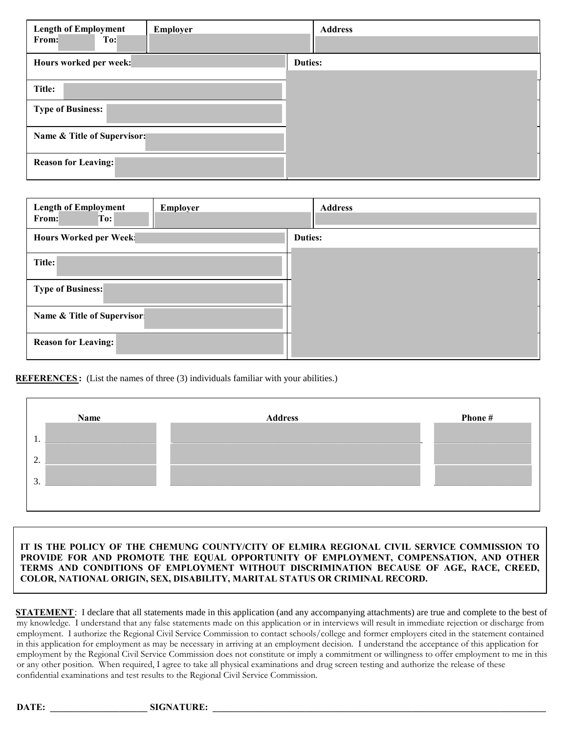| Length of Employment From: To: | Employer | Address |
|---|---|---|
| Hours worked per week: | | Duties: |
| Title: | | |
| Type of Business: | | |
| Name & Title of Supervisor: | | |
| Reason for Leaving: | | |

| Length of Employment From: To: | Employer | Address |
|---|---|---|
| Hours Worked per Week: | | Duties: |
| Title: | | |
| Type of Business: | | |
| Name & Title of Supervisor: | | |
| Reason for Leaving: | | |

**REFERENCES:** (List the names of three (3) individuals familiar with your abilities.)

| | Name | Address | Phone # |
|---|---|---|---|
| 1. | | | |
| 2. | | | |
| 3. | | | |

**IT IS THE POLICY OF THE CHEMUNG COUNTY/CITY OF ELMIRA REGIONAL CIVIL SERVICE COMMISSION TO PROVIDE FOR AND PROMOTE THE EQUAL OPPORTUNITY OF EMPLOYMENT, COMPENSATION, AND OTHER TERMS AND CONDITIONS OF EMPLOYMENT WITHOUT DISCRIMINATION BECAUSE OF AGE, RACE, CREED, COLOR, NATIONAL ORIGIN, SEX, DISABILITY, MARITAL STATUS OR CRIMINAL RECORD.**

**STATEMENT**: I declare that all statements made in this application (and any accompanying attachments) are true and complete to the best of my knowledge. I understand that any false statements made on this application or in interviews will result in immediate rejection or discharge from employment. I authorize the Regional Civil Service Commission to contact schools/college and former employers cited in the statement contained in this application for employment as may be necessary in arriving at an employment decision. I understand the acceptance of this application for employment by the Regional Civil Service Commission does not constitute or imply a commitment or willingness to offer employment to me in this or any other position. When required, I agree to take all physical examinations and drug screen testing and authorize the release of these confidential examinations and test results to the Regional Civil Service Commission.

**DATE:** ____________________ **SIGNATURE:** ______________________________________________________________________